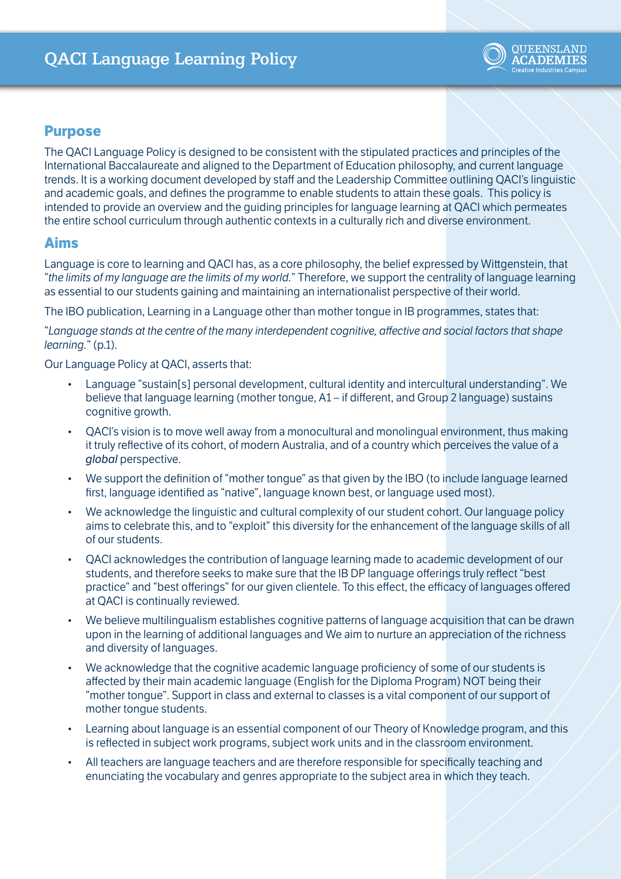# QACI Language Learning Policy

## Purpose

The QACI Language Policy is designed to be consistent with the stipulated practices and principles of the International Baccalaureate and aligned to the Department of Education philosophy, and current language trends. It is a working document developed by staff and the Leadership Committee outlining QACI's linguistic and academic goals, and defines the programme to enable students to attain these goals. This policy is intended to provide an overview and the guiding principles for language learning at QACI which permeates the entire school curriculum through authentic contexts in a culturally rich and diverse environment.

## Aims

Language is core to learning and QACI has, as a core philosophy, the belief expressed by Wittgenstein, that "*the limits of my language are the limits of my world.*" Therefore, we support the centrality of language learning as essential to our students gaining and maintaining an internationalist perspective of their world.

The IBO publication, Learning in a Language other than mother tongue in IB programmes, states that:

"*Language stands at the centre of the many interdependent cognitive, affective and social factors that shape learning.*" (p.1).

Our Language Policy at QACI, asserts that:

- Language "sustain[s] personal development, cultural identity and intercultural understanding". We believe that language learning (mother tongue, A1 – if different, and Group 2 language) sustains cognitive growth.
- QACI's vision is to move well away from a monocultural and monolingual environment, thus making it truly reflective of its cohort, of modern Australia, and of a country which perceives the value of a ***global*** perspective.
- We support the definition of "mother tongue" as that given by the IBO (to include language learned first, language identified as "native", language known best, or language used most).
- We acknowledge the linguistic and cultural complexity of our student cohort. Our language policy aims to celebrate this, and to "exploit" this diversity for the enhancement of the language skills of all of our students.
- QACI acknowledges the contribution of language learning made to academic development of our students, and therefore seeks to make sure that the IB DP language offerings truly reflect "best practice" and "best offerings" for our given clientele. To this effect, the efficacy of languages offered at QACI is continually reviewed.
- We believe multilingualism establishes cognitive patterns of language acquisition that can be drawn upon in the learning of additional languages and We aim to nurture an appreciation of the richness and diversity of languages.
- We acknowledge that the cognitive academic language proficiency of some of our students is affected by their main academic language (English for the Diploma Program) NOT being their "mother tongue". Support in class and external to classes is a vital component of our support of mother tongue students.
- Learning about language is an essential component of our Theory of Knowledge program, and this is reflected in subject work programs, subject work units and in the classroom environment.
- All teachers are language teachers and are therefore responsible for specifically teaching and enunciating the vocabulary and genres appropriate to the subject area in which they teach.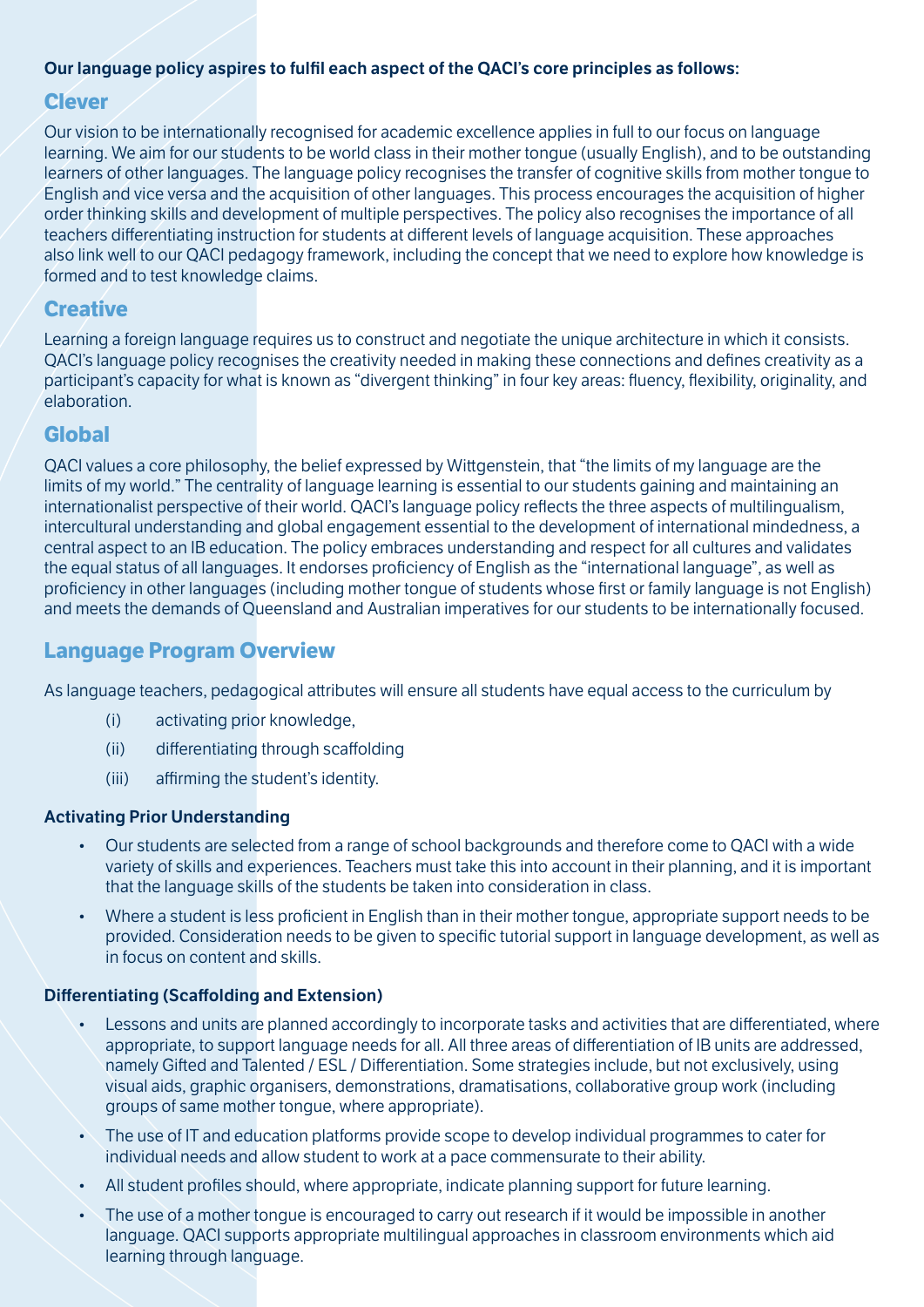**Our language policy aspires to fulfil each aspect of the QACI's core principles as follows:**

## Clever

Our vision to be internationally recognised for academic excellence applies in full to our focus on language learning. We aim for our students to be world class in their mother tongue (usually English), and to be outstanding learners of other languages. The language policy recognises the transfer of cognitive skills from mother tongue to English and vice versa and the acquisition of other languages. This process encourages the acquisition of higher order thinking skills and development of multiple perspectives. The policy also recognises the importance of all teachers differentiating instruction for students at different levels of language acquisition. These approaches also link well to our QACI pedagogy framework, including the concept that we need to explore how knowledge is formed and to test knowledge claims.

## Creative

Learning a foreign language requires us to construct and negotiate the unique architecture in which it consists. QACI's language policy recognises the creativity needed in making these connections and defines creativity as a participant's capacity for what is known as "divergent thinking" in four key areas: fluency, flexibility, originality, and elaboration.

## Global

QACI values a core philosophy, the belief expressed by Wittgenstein, that "the limits of my language are the limits of my world." The centrality of language learning is essential to our students gaining and maintaining an internationalist perspective of their world. QACI's language policy reflects the three aspects of multilingualism, intercultural understanding and global engagement essential to the development of international mindedness, a central aspect to an IB education. The policy embraces understanding and respect for all cultures and validates the equal status of all languages. It endorses proficiency of English as the "international language", as well as proficiency in other languages (including mother tongue of students whose first or family language is not English) and meets the demands of Queensland and Australian imperatives for our students to be internationally focused.

## Language Program Overview

As language teachers, pedagogical attributes will ensure all students have equal access to the curriculum by

(i) activating prior knowledge,

(ii) differentiating through scaffolding

(iii) affirming the student's identity.

### Activating Prior Understanding

- Our students are selected from a range of school backgrounds and therefore come to QACI with a wide variety of skills and experiences. Teachers must take this into account in their planning, and it is important that the language skills of the students be taken into consideration in class.
- Where a student is less proficient in English than in their mother tongue, appropriate support needs to be provided. Consideration needs to be given to specific tutorial support in language development, as well as in focus on content and skills.

### Differentiating (Scaffolding and Extension)

- Lessons and units are planned accordingly to incorporate tasks and activities that are differentiated, where appropriate, to support language needs for all. All three areas of differentiation of IB units are addressed, namely Gifted and Talented / ESL / Differentiation. Some strategies include, but not exclusively, using visual aids, graphic organisers, demonstrations, dramatisations, collaborative group work (including groups of same mother tongue, where appropriate).
- The use of IT and education platforms provide scope to develop individual programmes to cater for individual needs and allow student to work at a pace commensurate to their ability.
- All student profiles should, where appropriate, indicate planning support for future learning.
- The use of a mother tongue is encouraged to carry out research if it would be impossible in another language. QACI supports appropriate multilingual approaches in classroom environments which aid learning through language.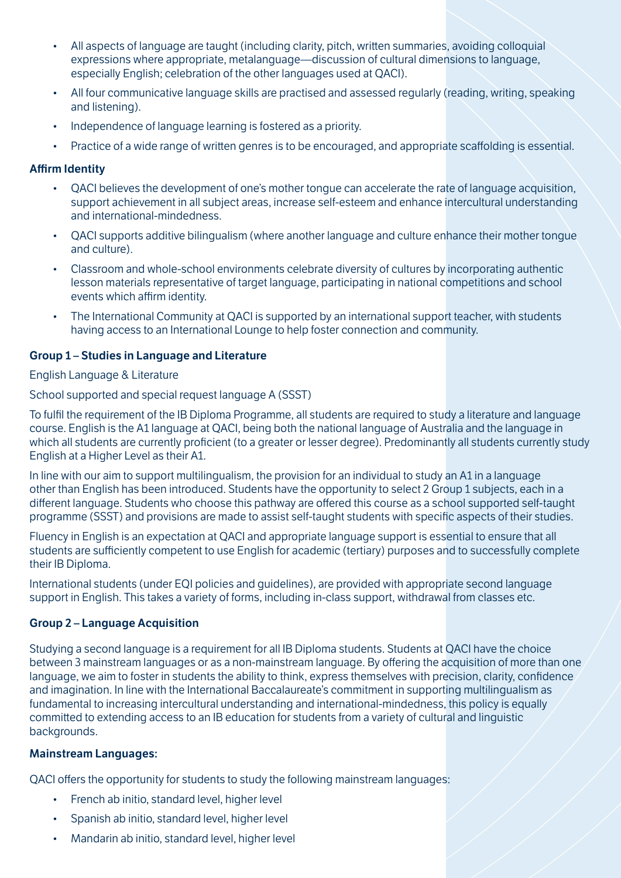- All aspects of language are taught (including clarity, pitch, written summaries, avoiding colloquial expressions where appropriate, metalanguage—discussion of cultural dimensions to language, especially English; celebration of the other languages used at QACI).
- All four communicative language skills are practised and assessed regularly (reading, writing, speaking and listening).
- Independence of language learning is fostered as a priority.
- Practice of a wide range of written genres is to be encouraged, and appropriate scaffolding is essential.

**Affirm Identity**

- QACI believes the development of one's mother tongue can accelerate the rate of language acquisition, support achievement in all subject areas, increase self-esteem and enhance intercultural understanding and international-mindedness.
- QACI supports additive bilingualism (where another language and culture enhance their mother tongue and culture).
- Classroom and whole-school environments celebrate diversity of cultures by incorporating authentic lesson materials representative of target language, participating in national competitions and school events which affirm identity.
- The International Community at QACI is supported by an international support teacher, with students having access to an International Lounge to help foster connection and community.

**Group 1 – Studies in Language and Literature**

English Language & Literature

School supported and special request language A (SSST)

To fulfil the requirement of the IB Diploma Programme, all students are required to study a literature and language course. English is the A1 language at QACI, being both the national language of Australia and the language in which all students are currently proficient (to a greater or lesser degree). Predominantly all students currently study English at a Higher Level as their A1.

In line with our aim to support multilingualism, the provision for an individual to study an A1 in a language other than English has been introduced. Students have the opportunity to select 2 Group 1 subjects, each in a different language. Students who choose this pathway are offered this course as a school supported self-taught programme (SSST) and provisions are made to assist self-taught students with specific aspects of their studies.

Fluency in English is an expectation at QACI and appropriate language support is essential to ensure that all students are sufficiently competent to use English for academic (tertiary) purposes and to successfully complete their IB Diploma.

International students (under EQI policies and guidelines), are provided with appropriate second language support in English. This takes a variety of forms, including in-class support, withdrawal from classes etc.

**Group 2 – Language Acquisition**

Studying a second language is a requirement for all IB Diploma students. Students at QACI have the choice between 3 mainstream languages or as a non-mainstream language. By offering the acquisition of more than one language, we aim to foster in students the ability to think, express themselves with precision, clarity, confidence and imagination. In line with the International Baccalaureate's commitment in supporting multilingualism as fundamental to increasing intercultural understanding and international-mindedness, this policy is equally committed to extending access to an IB education for students from a variety of cultural and linguistic backgrounds.

**Mainstream Languages:**

QACI offers the opportunity for students to study the following mainstream languages:

- French ab initio, standard level, higher level
- Spanish ab initio, standard level, higher level
- Mandarin ab initio, standard level, higher level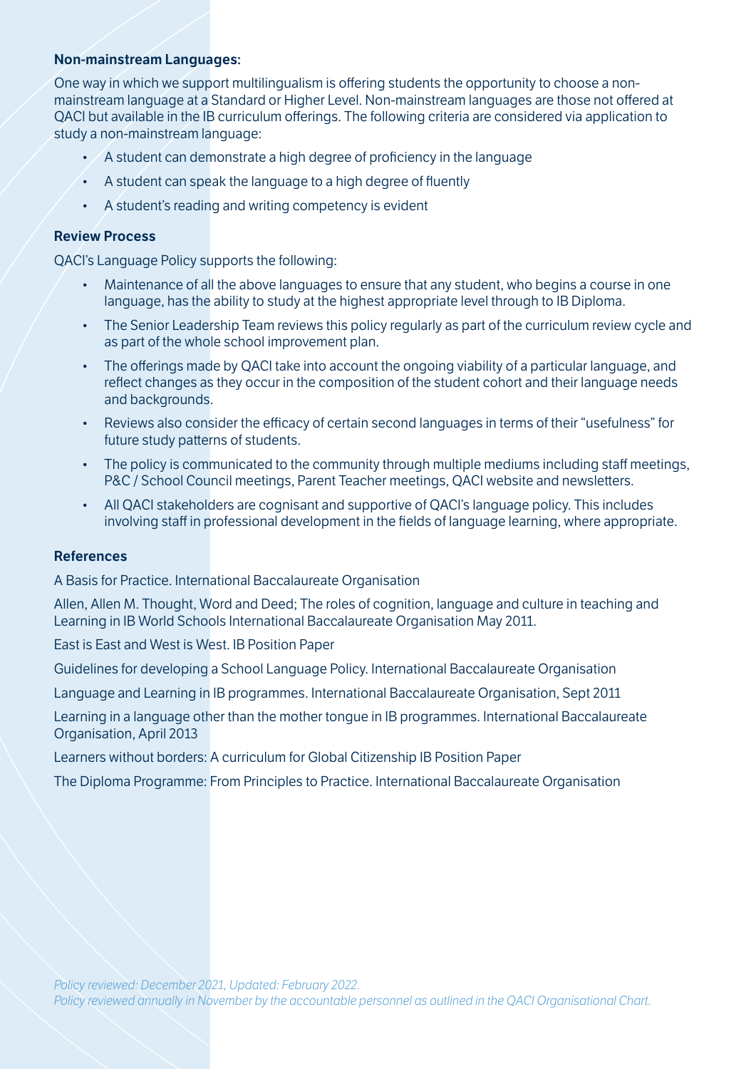### Non-mainstream Languages:

One way in which we support multilingualism is offering students the opportunity to choose a non-mainstream language at a Standard or Higher Level. Non-mainstream languages are those not offered at QACI but available in the IB curriculum offerings. The following criteria are considered via application to study a non-mainstream language:

- A student can demonstrate a high degree of proficiency in the language
- A student can speak the language to a high degree of fluently
- A student's reading and writing competency is evident

### Review Process

QACI's Language Policy supports the following:

- Maintenance of all the above languages to ensure that any student, who begins a course in one language, has the ability to study at the highest appropriate level through to IB Diploma.
- The Senior Leadership Team reviews this policy regularly as part of the curriculum review cycle and as part of the whole school improvement plan.
- The offerings made by QACI take into account the ongoing viability of a particular language, and reflect changes as they occur in the composition of the student cohort and their language needs and backgrounds.
- Reviews also consider the efficacy of certain second languages in terms of their "usefulness" for future study patterns of students.
- The policy is communicated to the community through multiple mediums including staff meetings, P&C / School Council meetings, Parent Teacher meetings, QACI website and newsletters.
- All QACI stakeholders are cognisant and supportive of QACI's language policy. This includes involving staff in professional development in the fields of language learning, where appropriate.

### References

A Basis for Practice. International Baccalaureate Organisation

Allen, Allen M. Thought, Word and Deed; The roles of cognition, language and culture in teaching and Learning in IB World Schools International Baccalaureate Organisation May 2011.

East is East and West is West. IB Position Paper

Guidelines for developing a School Language Policy. International Baccalaureate Organisation

Language and Learning in IB programmes. International Baccalaureate Organisation, Sept 2011

Learning in a language other than the mother tongue in IB programmes. International Baccalaureate Organisation, April 2013

Learners without borders: A curriculum for Global Citizenship IB Position Paper

The Diploma Programme: From Principles to Practice. International Baccalaureate Organisation

*Policy reviewed: December 2021, Updated: February 2022.*
*Policy reviewed annually in November by the accountable personnel as outlined in the QACI Organisational Chart.*